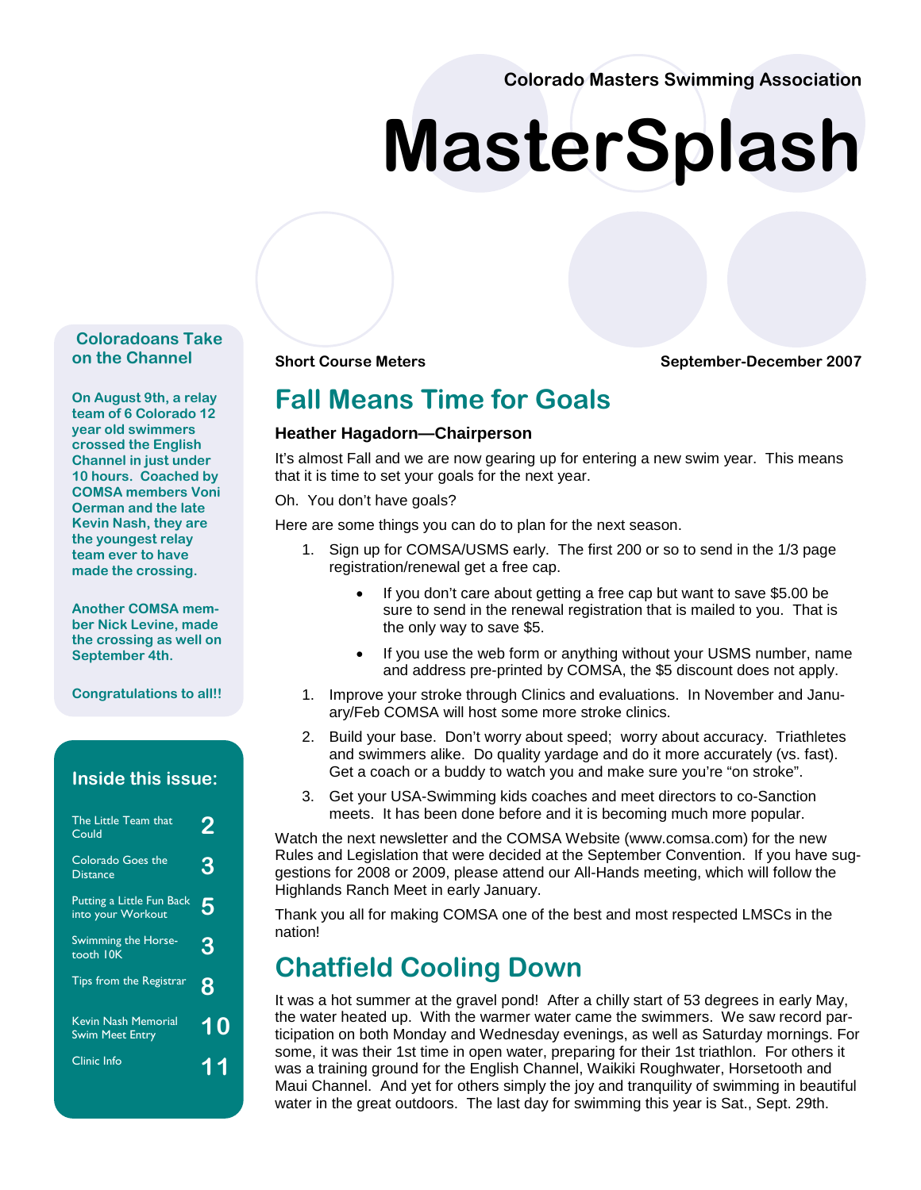Colorado Masters Swimming Association

# MasterSplash

Short Course Meters

September-December 2007

## Fall Means Time for Goals

### Heather Hagadorn—Chairperson

It's almost Fall and we are now gearing up for entering a new swim year. This means that it is time to set your goals for the next year.

Oh. You don't have goals?

Here are some things you can do to plan for the next season.

1. Sign up for COMSA/USMS early. The first 200 or so to send in the 1/3 page registration/renewal get a free cap.
   - If you don't care about getting a free cap but want to save $5.00 be sure to send in the renewal registration that is mailed to you. That is the only way to save $5.
   - If you use the web form or anything without your USMS number, name and address pre-printed by COMSA, the $5 discount does not apply.
1. Improve your stroke through Clinics and evaluations. In November and January/Feb COMSA will host some more stroke clinics.
2. Build your base. Don't worry about speed; worry about accuracy. Triathletes and swimmers alike. Do quality yardage and do it more accurately (vs. fast). Get a coach or a buddy to watch you and make sure you're "on stroke".
3. Get your USA-Swimming kids coaches and meet directors to co-Sanction meets. It has been done before and it is becoming much more popular.

Watch the next newsletter and the COMSA Website (www.comsa.com) for the new Rules and Legislation that were decided at the September Convention. If you have suggestions for 2008 or 2009, please attend our All-Hands meeting, which will follow the Highlands Ranch Meet in early January.

Thank you all for making COMSA one of the best and most respected LMSCs in the nation!

## Chatfield Cooling Down

It was a hot summer at the gravel pond! After a chilly start of 53 degrees in early May, the water heated up. With the warmer water came the swimmers. We saw record participation on both Monday and Wednesday evenings, as well as Saturday mornings. For some, it was their 1st time in open water, preparing for their 1st triathlon. For others it was a training ground for the English Channel, Waikiki Roughwater, Horsetooth and Maui Channel. And yet for others simply the joy and tranquility of swimming in beautiful water in the great outdoors. The last day for swimming this year is Sat., Sept. 29th.

### Coloradoans Take on the Channel

**On August 9th, a relay team of 6 Colorado 12 year old swimmers crossed the English Channel in just under 10 hours. Coached by COMSA members Voni Oerman and the late Kevin Nash, they are the youngest relay team ever to have made the crossing.**

**Another COMSA member Nick Levine, made the crossing as well on September 4th.**

**Congratulations to all!!**

### Inside this issue:

| | |
|---|---|
| The Little Team that Could | 2 |
| Colorado Goes the Distance | 3 |
| Putting a Little Fun Back into your Workout | 5 |
| Swimming the Horse-tooth 10K | 3 |
| Tips from the Registrar | 8 |
| Kevin Nash Memorial Swim Meet Entry | 10 |
| Clinic Info | 11 |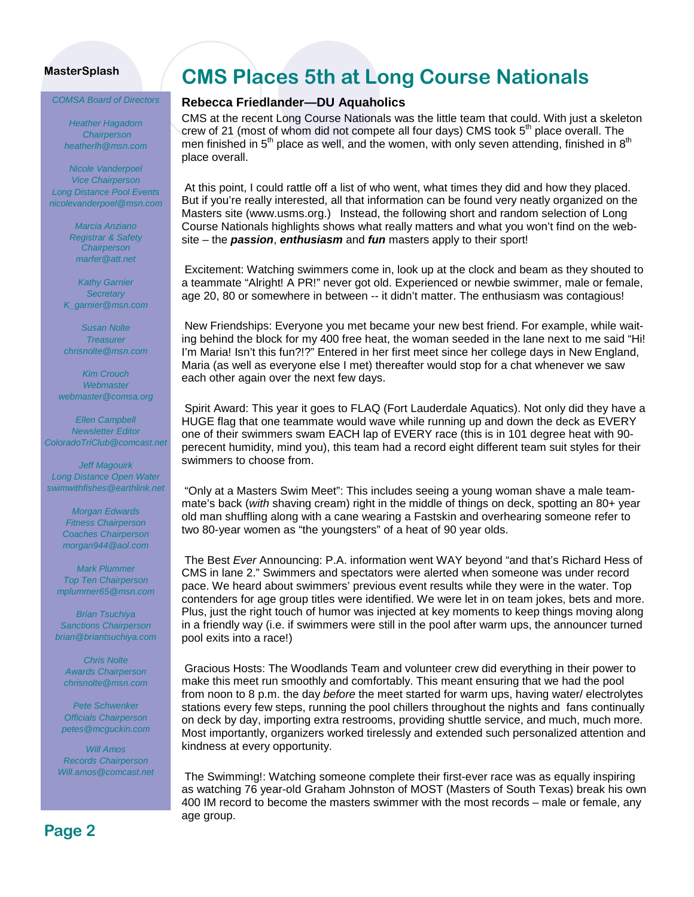# CMS Places 5th at Long Course Nationals

### Rebecca Friedlander—DU Aquaholics

CMS at the recent Long Course Nationals was the little team that could. With just a skeleton crew of 21 (most of whom did not compete all four days) CMS took 5th place overall. The men finished in 5th place as well, and the women, with only seven attending, finished in 8th place overall.

At this point, I could rattle off a list of who went, what times they did and how they placed. But if you're really interested, all that information can be found very neatly organized on the Masters site (www.usms.org.) Instead, the following short and random selection of Long Course Nationals highlights shows what really matters and what you won't find on the website – the ***passion***, ***enthusiasm*** and ***fun*** masters apply to their sport!

Excitement: Watching swimmers come in, look up at the clock and beam as they shouted to a teammate "Alright! A PR!" never got old. Experienced or newbie swimmer, male or female, age 20, 80 or somewhere in between -- it didn't matter. The enthusiasm was contagious!

New Friendships: Everyone you met became your new best friend. For example, while waiting behind the block for my 400 free heat, the woman seeded in the lane next to me said "Hi! I'm Maria! Isn't this fun?!?" Entered in her first meet since her college days in New England, Maria (as well as everyone else I met) thereafter would stop for a chat whenever we saw each other again over the next few days.

Spirit Award: This year it goes to FLAQ (Fort Lauderdale Aquatics). Not only did they have a HUGE flag that one teammate would wave while running up and down the deck as EVERY one of their swimmers swam EACH lap of EVERY race (this is in 101 degree heat with 90-perecent humidity, mind you), this team had a record eight different team suit styles for their swimmers to choose from.

"Only at a Masters Swim Meet": This includes seeing a young woman shave a male teammate's back (*with* shaving cream) right in the middle of things on deck, spotting an 80+ year old man shuffling along with a cane wearing a Fastskin and overhearing someone refer to two 80-year women as "the youngsters" of a heat of 90 year olds.

The Best *Ever* Announcing: P.A. information went WAY beyond "and that's Richard Hess of CMS in lane 2." Swimmers and spectators were alerted when someone was under record pace. We heard about swimmers' previous event results while they were in the water. Top contenders for age group titles were identified. We were let in on team jokes, bets and more. Plus, just the right touch of humor was injected at key moments to keep things moving along in a friendly way (i.e. if swimmers were still in the pool after warm ups, the announcer turned pool exits into a race!)

Gracious Hosts: The Woodlands Team and volunteer crew did everything in their power to make this meet run smoothly and comfortably. This meant ensuring that we had the pool from noon to 8 p.m. the day *before* the meet started for warm ups, having water/ electrolytes stations every few steps, running the pool chillers throughout the nights and fans continually on deck by day, importing extra restrooms, providing shuttle service, and much, much more. Most importantly, organizers worked tirelessly and extended such personalized attention and kindness at every opportunity.

The Swimming!: Watching someone complete their first-ever race was as equally inspiring as watching 76 year-old Graham Johnston of MOST (Masters of South Texas) break his own 400 IM record to become the masters swimmer with the most records – male or female, any age group.

---

**MasterSplash**

*COMSA Board of Directors*

*Heather Hagadorn*
*Chairperson*
*heatherlh@msn.com*

*Nicole Vanderpoel*
*Vice Chairperson*
*Long Distance Pool Events*
*nicolevanderpoel@msn.com*

*Marcia Anziano*
*Registrar & Safety Chairperson*
*marfer@att.net*

*Kathy Garnier*
*Secretary*
*K_garnier@msn.com*

*Susan Nolte*
*Treasurer*
*chrisnolte@msn.com*

*Kim Crouch*
*Webmaster*
*webmaster@comsa.org*

*Ellen Campbell*
*Newsletter Editor*
*ColoradoTriClub@comcast.net*

*Jeff Magouirk*
*Long Distance Open Water*
*swimwithfishes@earthlink.net*

*Morgan Edwards*
*Fitness Chairperson*
*Coaches Chairperson*
*morgan944@aol.com*

*Mark Plummer*
*Top Ten Chairperson*
*mplummer65@msn.com*

*Brian Tsuchiya*
*Sanctions Chairperson*
*brian@briantsuchiya.com*

*Chris Nolte*
*Awards Chairperson*
*chrisnolte@msn.com*

*Pete Schwenker*
*Officials Chairperson*
*petes@mcguckin.com*

*Will Amos*
*Records Chairperson*
*Will.amos@comcast.net*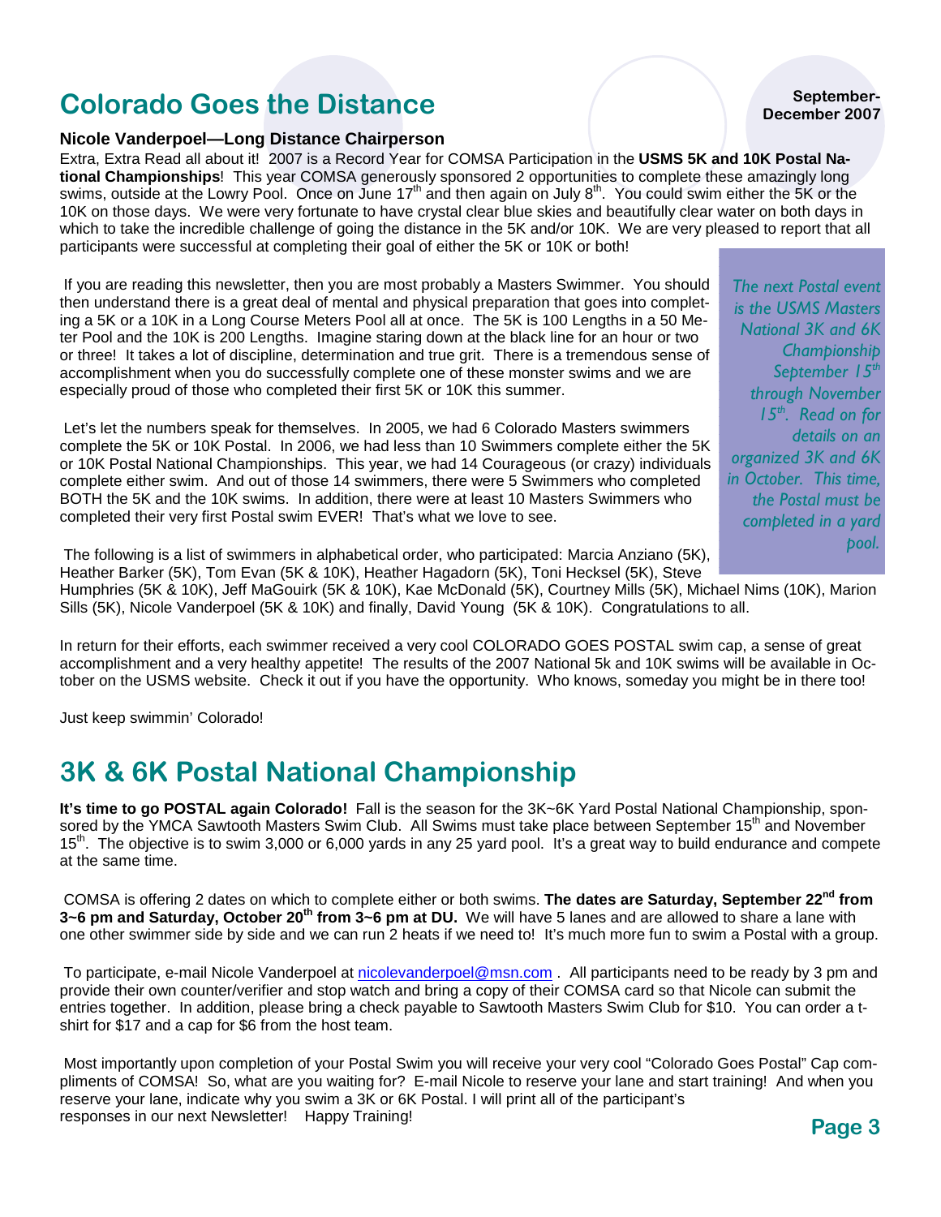# Colorado Goes the Distance

September-December 2007

**Nicole Vanderpoel—Long Distance Chairperson**

Extra, Extra Read all about it! 2007 is a Record Year for COMSA Participation in the **USMS 5K and 10K Postal National Championships**! This year COMSA generously sponsored 2 opportunities to complete these amazingly long swims, outside at the Lowry Pool. Once on June 17th and then again on July 8th. You could swim either the 5K or the 10K on those days. We were very fortunate to have crystal clear blue skies and beautifully clear water on both days in which to take the incredible challenge of going the distance in the 5K and/or 10K. We are very pleased to report that all participants were successful at completing their goal of either the 5K or 10K or both!

If you are reading this newsletter, then you are most probably a Masters Swimmer. You should then understand there is a great deal of mental and physical preparation that goes into completing a 5K or a 10K in a Long Course Meters Pool all at once. The 5K is 100 Lengths in a 50 Meter Pool and the 10K is 200 Lengths. Imagine staring down at the black line for an hour or two or three! It takes a lot of discipline, determination and true grit. There is a tremendous sense of accomplishment when you do successfully complete one of these monster swims and we are especially proud of those who completed their first 5K or 10K this summer.

Let's let the numbers speak for themselves. In 2005, we had 6 Colorado Masters swimmers complete the 5K or 10K Postal. In 2006, we had less than 10 Swimmers complete either the 5K or 10K Postal National Championships. This year, we had 14 Courageous (or crazy) individuals complete either swim. And out of those 14 swimmers, there were 5 Swimmers who completed BOTH the 5K and the 10K swims. In addition, there were at least 10 Masters Swimmers who completed their very first Postal swim EVER! That's what we love to see.

*The next Postal event is the USMS Masters National 3K and 6K Championship September 15th through November 15th. Read on for details on an organized 3K and 6K in October. This time, the Postal must be completed in a yard pool.*

The following is a list of swimmers in alphabetical order, who participated: Marcia Anziano (5K), Heather Barker (5K), Tom Evan (5K & 10K), Heather Hagadorn (5K), Toni Hecksel (5K), Steve Humphries (5K & 10K), Jeff MaGouirk (5K & 10K), Kae McDonald (5K), Courtney Mills (5K), Michael Nims (10K), Marion Sills (5K), Nicole Vanderpoel (5K & 10K) and finally, David Young (5K & 10K). Congratulations to all.

In return for their efforts, each swimmer received a very cool COLORADO GOES POSTAL swim cap, a sense of great accomplishment and a very healthy appetite! The results of the 2007 National 5k and 10K swims will be available in October on the USMS website. Check it out if you have the opportunity. Who knows, someday you might be in there too!

Just keep swimmin' Colorado!

# 3K & 6K Postal National Championship

**It's time to go POSTAL again Colorado!** Fall is the season for the 3K~6K Yard Postal National Championship, sponsored by the YMCA Sawtooth Masters Swim Club. All Swims must take place between September 15th and November 15th. The objective is to swim 3,000 or 6,000 yards in any 25 yard pool. It's a great way to build endurance and compete at the same time.

COMSA is offering 2 dates on which to complete either or both swims. **The dates are Saturday, September 22nd from 3~6 pm and Saturday, October 20th from 3~6 pm at DU.** We will have 5 lanes and are allowed to share a lane with one other swimmer side by side and we can run 2 heats if we need to! It's much more fun to swim a Postal with a group.

To participate, e-mail Nicole Vanderpoel at nicolevanderpoel@msn.com . All participants need to be ready by 3 pm and provide their own counter/verifier and stop watch and bring a copy of their COMSA card so that Nicole can submit the entries together. In addition, please bring a check payable to Sawtooth Masters Swim Club for $10. You can order a t-shirt for $17 and a cap for $6 from the host team.

Most importantly upon completion of your Postal Swim you will receive your very cool "Colorado Goes Postal" Cap compliments of COMSA! So, what are you waiting for? E-mail Nicole to reserve your lane and start training! And when you reserve your lane, indicate why you swim a 3K or 6K Postal. I will print all of the participant's responses in our next Newsletter! Happy Training!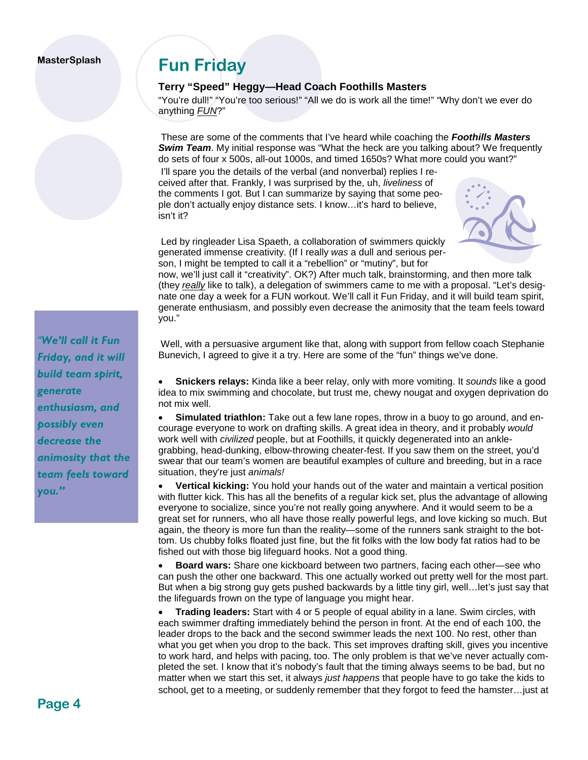# Fun Friday

### Terry "Speed" Heggy—Head Coach Foothills Masters

"You're dull!" "You're too serious!" "All we do is work all the time!" "Why don't we ever do anything *FUN*?"

These are some of the comments that I've heard while coaching the ***Foothills Masters Swim Team***. My initial response was "What the heck are you talking about? We frequently do sets of four x 500s, all-out 1000s, and timed 1650s? What more could you want?"

I'll spare you the details of the verbal (and nonverbal) replies I received after that. Frankly, I was surprised by the, uh, *liveliness* of the comments I got. But I can summarize by saying that some people don't actually enjoy distance sets. I know…it's hard to believe, isn't it?

Led by ringleader Lisa Spaeth, a collaboration of swimmers quickly generated immense creativity. (If I really *was* a dull and serious person, I might be tempted to call it a "rebellion" or "mutiny", but for now, we'll just call it "creativity". OK?) After much talk, brainstorming, and then more talk (they *really* like to talk), a delegation of swimmers came to me with a proposal. "Let's designate one day a week for a FUN workout. We'll call it Fun Friday, and it will build team spirit, generate enthusiasm, and possibly even decrease the animosity that the team feels toward you."

> *"We'll call it Fun Friday, and it will build team spirit, generate enthusiasm, and possibly even decrease the animosity that the team feels toward you."*

Well, with a persuasive argument like that, along with support from fellow coach Stephanie Bunevich, I agreed to give it a try. Here are some of the "fun" things we've done.

- **Snickers relays:** Kinda like a beer relay, only with more vomiting. It *sounds* like a good idea to mix swimming and chocolate, but trust me, chewy nougat and oxygen deprivation do not mix well.
- **Simulated triathlon:** Take out a few lane ropes, throw in a buoy to go around, and encourage everyone to work on drafting skills. A great idea in theory, and it probably *would* work well with *civilized* people, but at Foothills, it quickly degenerated into an ankle-grabbing, head-dunking, elbow-throwing cheater-fest. If you saw them on the street, you'd swear that our team's women are beautiful examples of culture and breeding, but in a race situation, they're just *animals!*
- **Vertical kicking:** You hold your hands out of the water and maintain a vertical position with flutter kick. This has all the benefits of a regular kick set, plus the advantage of allowing everyone to socialize, since you're not really going anywhere. And it would seem to be a great set for runners, who all have those really powerful legs, and love kicking so much. But again, the theory is more fun than the reality—some of the runners sank straight to the bottom. Us chubby folks floated just fine, but the fit folks with the low body fat ratios had to be fished out with those big lifeguard hooks. Not a good thing.
- **Board wars:** Share one kickboard between two partners, facing each other—see who can push the other one backward. This one actually worked out pretty well for the most part. But when a big strong guy gets pushed backwards by a little tiny girl, well…let's just say that the lifeguards frown on the type of language you might hear.
- **Trading leaders:** Start with 4 or 5 people of equal ability in a lane. Swim circles, with each swimmer drafting immediately behind the person in front. At the end of each 100, the leader drops to the back and the second swimmer leads the next 100. No rest, other than what you get when you drop to the back. This set improves drafting skill, gives you incentive to work hard, and helps with pacing, too. The only problem is that we've never actually completed the set. I know that it's nobody's fault that the timing always seems to be bad, but no matter when we start this set, it always *just happens* that people have to go take the kids to school, get to a meeting, or suddenly remember that they forgot to feed the hamster…just at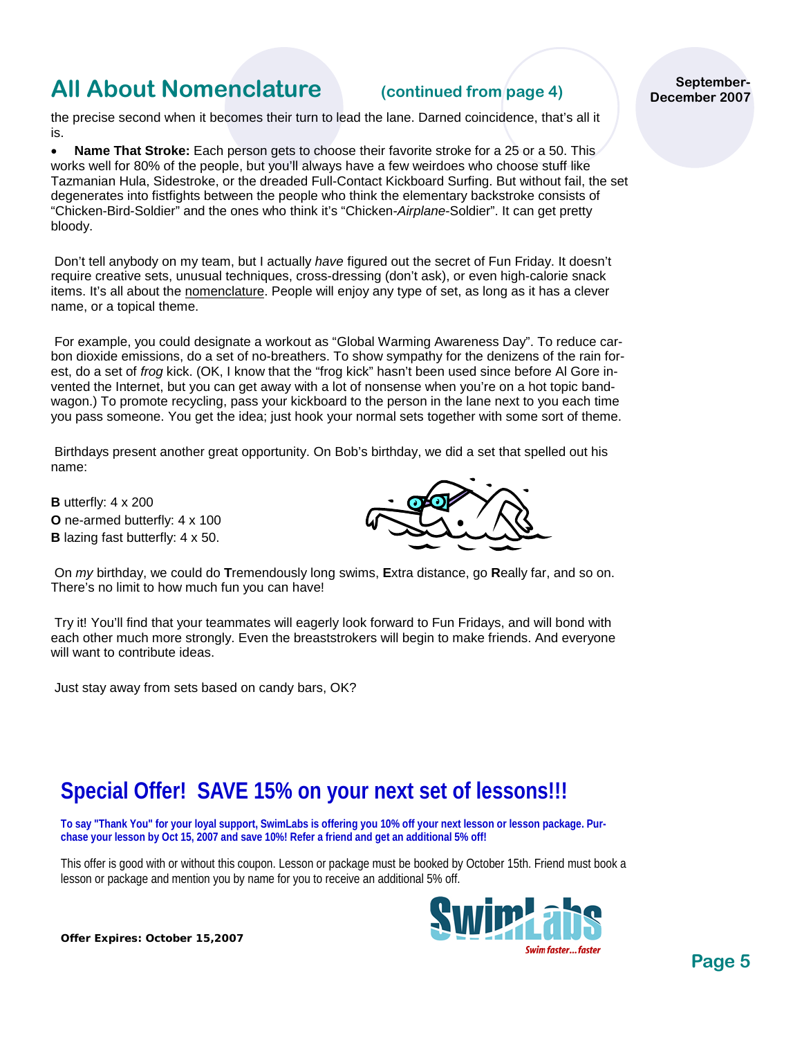## All About Nomenclature (continued from page 4)

the precise second when it becomes their turn to lead the lane. Darned coincidence, that's all it is.

- **Name That Stroke:** Each person gets to choose their favorite stroke for a 25 or a 50. This works well for 80% of the people, but you'll always have a few weirdoes who choose stuff like Tazmanian Hula, Sidestroke, or the dreaded Full-Contact Kickboard Surfing. But without fail, the set degenerates into fistfights between the people who think the elementary backstroke consists of "Chicken-Bird-Soldier" and the ones who think it's "Chicken-*Airplane*-Soldier". It can get pretty bloody.

Don't tell anybody on my team, but I actually *have* figured out the secret of Fun Friday. It doesn't require creative sets, unusual techniques, cross-dressing (don't ask), or even high-calorie snack items. It's all about the nomenclature. People will enjoy any type of set, as long as it has a clever name, or a topical theme.

For example, you could designate a workout as "Global Warming Awareness Day". To reduce carbon dioxide emissions, do a set of no-breathers. To show sympathy for the denizens of the rain forest, do a set of *frog* kick. (OK, I know that the "frog kick" hasn't been used since before Al Gore invented the Internet, but you can get away with a lot of nonsense when you're on a hot topic bandwagon.) To promote recycling, pass your kickboard to the person in the lane next to you each time you pass someone. You get the idea; just hook your normal sets together with some sort of theme.

Birthdays present another great opportunity. On Bob's birthday, we did a set that spelled out his name:

**B** utterfly: 4 x 200
**O** ne-armed butterfly: 4 x 100
**B** lazing fast butterfly: 4 x 50.

On *my* birthday, we could do **T**remendously long swims, **E**xtra distance, go **R**eally far, and so on. There's no limit to how much fun you can have!

Try it! You'll find that your teammates will eagerly look forward to Fun Fridays, and will bond with each other much more strongly. Even the breaststrokers will begin to make friends. And everyone will want to contribute ideas.

Just stay away from sets based on candy bars, OK?

## Special Offer! SAVE 15% on your next set of lessons!!!

**To say "Thank You" for your loyal support, SwimLabs is offering you 10% off your next lesson or lesson package. Purchase your lesson by Oct 15, 2007 and save 10%! Refer a friend and get an additional 5% off!**

This offer is good with or without this coupon. Lesson or package must be booked by October 15th. Friend must book a lesson or package and mention you by name for you to receive an additional 5% off.

**Offer Expires: October 15,2007**

SwimLabs
Swim faster... faster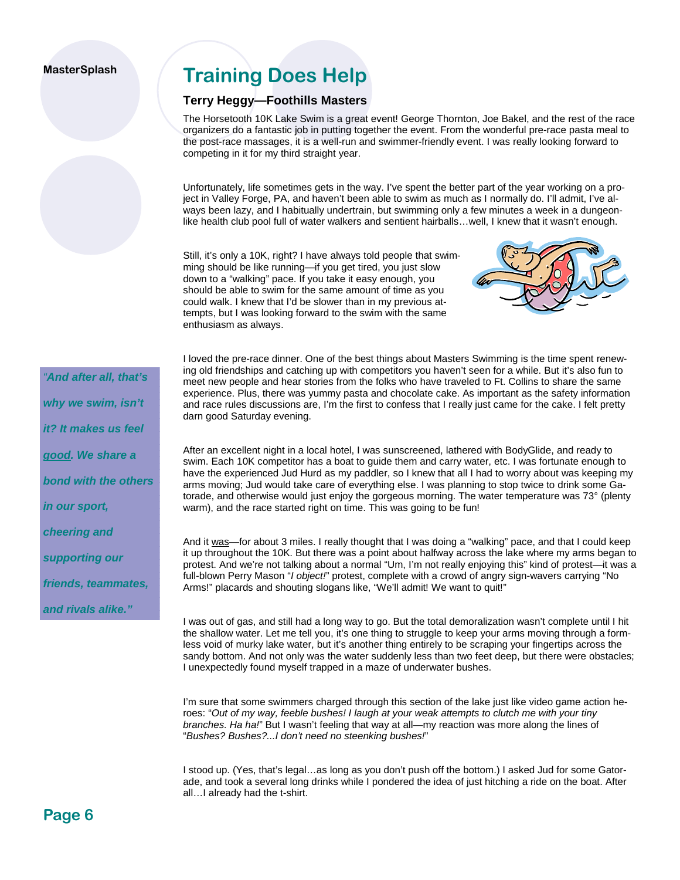# Training Does Help

### Terry Heggy—Foothills Masters

The Horsetooth 10K Lake Swim is a great event! George Thornton, Joe Bakel, and the rest of the race organizers do a fantastic job in putting together the event. From the wonderful pre-race pasta meal to the post-race massages, it is a well-run and swimmer-friendly event. I was really looking forward to competing in it for my third straight year.

Unfortunately, life sometimes gets in the way. I've spent the better part of the year working on a project in Valley Forge, PA, and haven't been able to swim as much as I normally do. I'll admit, I've always been lazy, and I habitually undertrain, but swimming only a few minutes a week in a dungeon-like health club pool full of water walkers and sentient hairballs…well, I knew that it wasn't enough.

Still, it's only a 10K, right? I have always told people that swimming should be like running—if you get tired, you just slow down to a "walking" pace. If you take it easy enough, you should be able to swim for the same amount of time as you could walk. I knew that I'd be slower than in my previous attempts, but I was looking forward to the swim with the same enthusiasm as always.

> ***"And after all, that's why we swim, isn't it? It makes us feel <u>good</u>. We share a bond with the others in our sport, cheering and supporting our friends, teammates, and rivals alike."***

I loved the pre-race dinner. One of the best things about Masters Swimming is the time spent renewing old friendships and catching up with competitors you haven't seen for a while. But it's also fun to meet new people and hear stories from the folks who have traveled to Ft. Collins to share the same experience. Plus, there was yummy pasta and chocolate cake. As important as the safety information and race rules discussions are, I'm the first to confess that I really just came for the cake. I felt pretty darn good Saturday evening.

After an excellent night in a local hotel, I was sunscreened, lathered with BodyGlide, and ready to swim. Each 10K competitor has a boat to guide them and carry water, etc. I was fortunate enough to have the experienced Jud Hurd as my paddler, so I knew that all I had to worry about was keeping my arms moving; Jud would take care of everything else. I was planning to stop twice to drink some Gatorade, and otherwise would just enjoy the gorgeous morning. The water temperature was 73° (plenty warm), and the race started right on time. This was going to be fun!

And it <u>was</u>—for about 3 miles. I really thought that I was doing a "walking" pace, and that I could keep it up throughout the 10K. But there was a point about halfway across the lake where my arms began to protest. And we're not talking about a normal "Um, I'm not really enjoying this" kind of protest—it was a full-blown Perry Mason "*I object!*" protest, complete with a crowd of angry sign-wavers carrying "No Arms!" placards and shouting slogans like, "We'll admit! We want to quit!"

I was out of gas, and still had a long way to go. But the total demoralization wasn't complete until I hit the shallow water. Let me tell you, it's one thing to struggle to keep your arms moving through a formless void of murky lake water, but it's another thing entirely to be scraping your fingertips across the sandy bottom. And not only was the water suddenly less than two feet deep, but there were obstacles; I unexpectedly found myself trapped in a maze of underwater bushes.

I'm sure that some swimmers charged through this section of the lake just like video game action heroes: "*Out of my way, feeble bushes! I laugh at your weak attempts to clutch me with your tiny branches. Ha ha!*" But I wasn't feeling that way at all—my reaction was more along the lines of "*Bushes? Bushes?...I don't need no steenking bushes!*"

I stood up. (Yes, that's legal…as long as you don't push off the bottom.) I asked Jud for some Gatorade, and took a several long drinks while I pondered the idea of just hitching a ride on the boat. After all…I already had the t-shirt.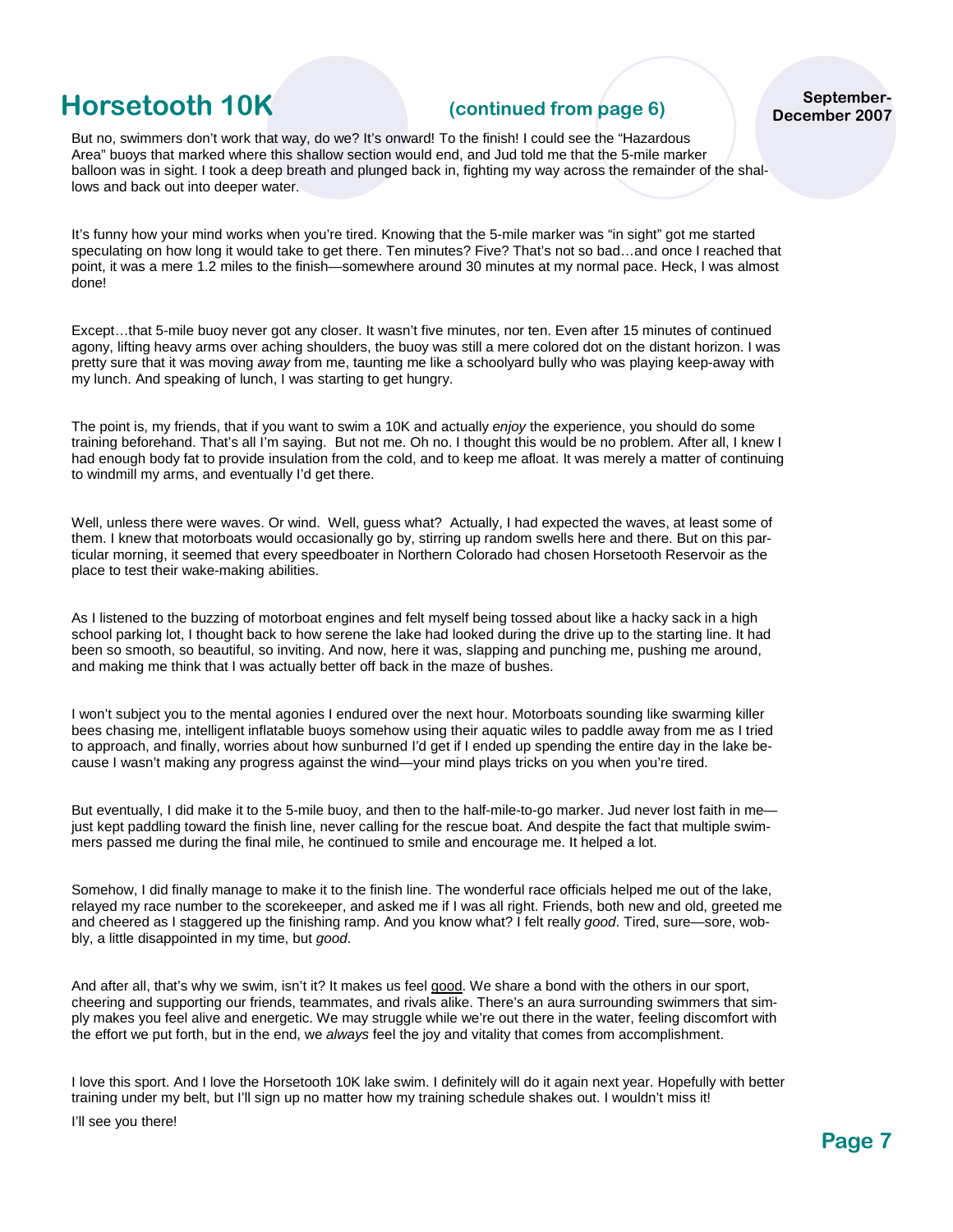# Horsetooth 10K

**(continued from page 6)**

But no, swimmers don't work that way, do we? It's onward! To the finish! I could see the "Hazardous Area" buoys that marked where this shallow section would end, and Jud told me that the 5-mile marker balloon was in sight. I took a deep breath and plunged back in, fighting my way across the remainder of the shallows and back out into deeper water.

It's funny how your mind works when you're tired. Knowing that the 5-mile marker was "in sight" got me started speculating on how long it would take to get there. Ten minutes? Five? That's not so bad…and once I reached that point, it was a mere 1.2 miles to the finish—somewhere around 30 minutes at my normal pace. Heck, I was almost done!

Except…that 5-mile buoy never got any closer. It wasn't five minutes, nor ten. Even after 15 minutes of continued agony, lifting heavy arms over aching shoulders, the buoy was still a mere colored dot on the distant horizon. I was pretty sure that it was moving *away* from me, taunting me like a schoolyard bully who was playing keep-away with my lunch. And speaking of lunch, I was starting to get hungry.

The point is, my friends, that if you want to swim a 10K and actually *enjoy* the experience, you should do some training beforehand. That's all I'm saying. But not me. Oh no. I thought this would be no problem. After all, I knew I had enough body fat to provide insulation from the cold, and to keep me afloat. It was merely a matter of continuing to windmill my arms, and eventually I'd get there.

Well, unless there were waves. Or wind. Well, guess what? Actually, I had expected the waves, at least some of them. I knew that motorboats would occasionally go by, stirring up random swells here and there. But on this particular morning, it seemed that every speedboater in Northern Colorado had chosen Horsetooth Reservoir as the place to test their wake-making abilities.

As I listened to the buzzing of motorboat engines and felt myself being tossed about like a hacky sack in a high school parking lot, I thought back to how serene the lake had looked during the drive up to the starting line. It had been so smooth, so beautiful, so inviting. And now, here it was, slapping and punching me, pushing me around, and making me think that I was actually better off back in the maze of bushes.

I won't subject you to the mental agonies I endured over the next hour. Motorboats sounding like swarming killer bees chasing me, intelligent inflatable buoys somehow using their aquatic wiles to paddle away from me as I tried to approach, and finally, worries about how sunburned I'd get if I ended up spending the entire day in the lake because I wasn't making any progress against the wind—your mind plays tricks on you when you're tired.

But eventually, I did make it to the 5-mile buoy, and then to the half-mile-to-go marker. Jud never lost faith in me—just kept paddling toward the finish line, never calling for the rescue boat. And despite the fact that multiple swimmers passed me during the final mile, he continued to smile and encourage me. It helped a lot.

Somehow, I did finally manage to make it to the finish line. The wonderful race officials helped me out of the lake, relayed my race number to the scorekeeper, and asked me if I was all right. Friends, both new and old, greeted me and cheered as I staggered up the finishing ramp. And you know what? I felt really *good*. Tired, sure—sore, wobbly, a little disappointed in my time, but *good*.

And after all, that's why we swim, isn't it? It makes us feel good. We share a bond with the others in our sport, cheering and supporting our friends, teammates, and rivals alike. There's an aura surrounding swimmers that simply makes you feel alive and energetic. We may struggle while we're out there in the water, feeling discomfort with the effort we put forth, but in the end, we *always* feel the joy and vitality that comes from accomplishment.

I love this sport. And I love the Horsetooth 10K lake swim. I definitely will do it again next year. Hopefully with better training under my belt, but I'll sign up no matter how my training schedule shakes out. I wouldn't miss it!

I'll see you there!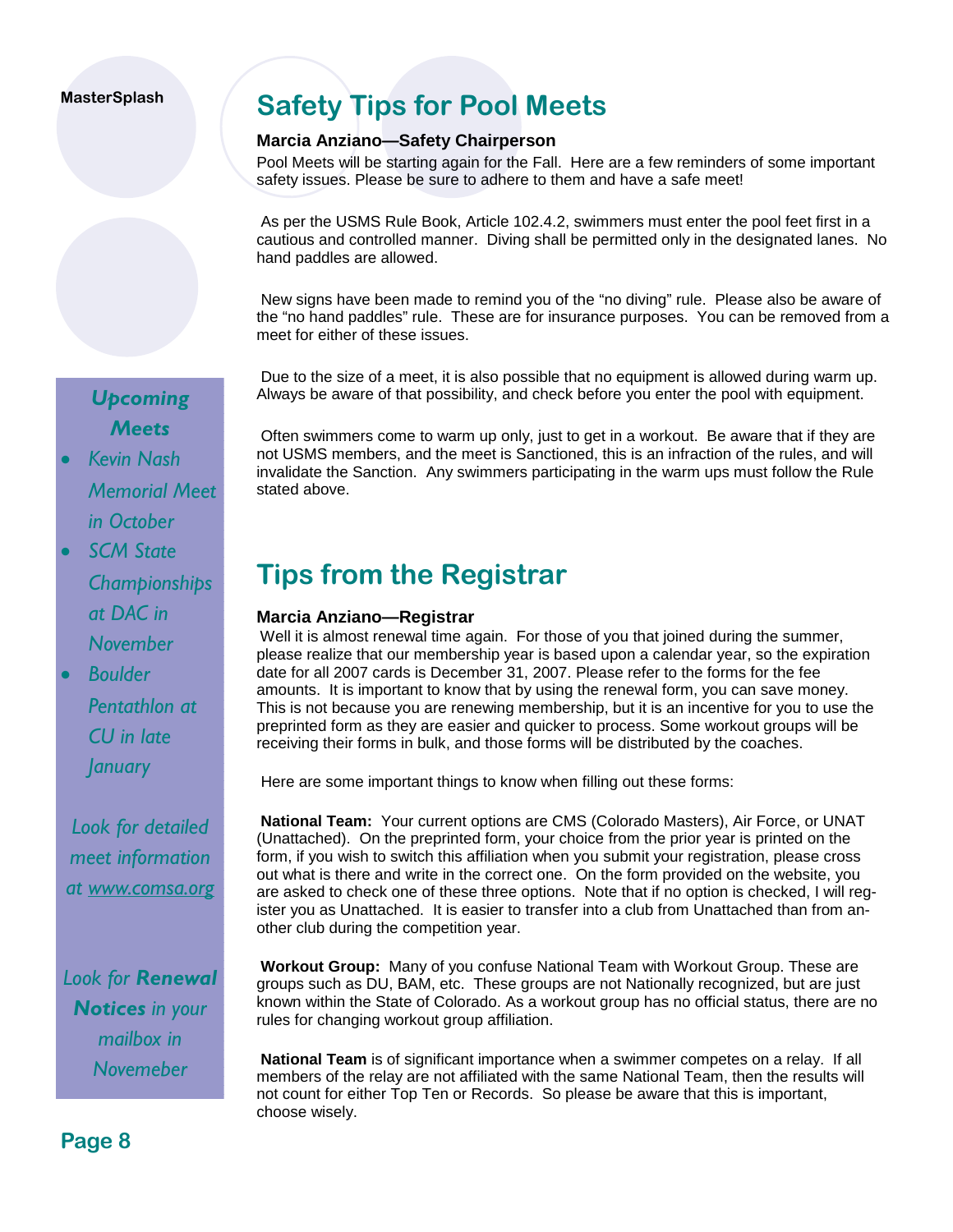# Safety Tips for Pool Meets

**Marcia Anziano—Safety Chairperson**

Pool Meets will be starting again for the Fall. Here are a few reminders of some important safety issues. Please be sure to adhere to them and have a safe meet!

As per the USMS Rule Book, Article 102.4.2, swimmers must enter the pool feet first in a cautious and controlled manner. Diving shall be permitted only in the designated lanes. No hand paddles are allowed.

New signs have been made to remind you of the "no diving" rule. Please also be aware of the "no hand paddles" rule. These are for insurance purposes. You can be removed from a meet for either of these issues.

Due to the size of a meet, it is also possible that no equipment is allowed during warm up. Always be aware of that possibility, and check before you enter the pool with equipment.

Often swimmers come to warm up only, just to get in a workout. Be aware that if they are not USMS members, and the meet is Sanctioned, this is an infraction of the rules, and will invalidate the Sanction. Any swimmers participating in the warm ups must follow the Rule stated above.

# Tips from the Registrar

**Marcia Anziano—Registrar**

Well it is almost renewal time again. For those of you that joined during the summer, please realize that our membership year is based upon a calendar year, so the expiration date for all 2007 cards is December 31, 2007. Please refer to the forms for the fee amounts. It is important to know that by using the renewal form, you can save money. This is not because you are renewing membership, but it is an incentive for you to use the preprinted form as they are easier and quicker to process. Some workout groups will be receiving their forms in bulk, and those forms will be distributed by the coaches.

Here are some important things to know when filling out these forms:

**National Team:** Your current options are CMS (Colorado Masters), Air Force, or UNAT (Unattached). On the preprinted form, your choice from the prior year is printed on the form, if you wish to switch this affiliation when you submit your registration, please cross out what is there and write in the correct one. On the form provided on the website, you are asked to check one of these three options. Note that if no option is checked, I will register you as Unattached. It is easier to transfer into a club from Unattached than from another club during the competition year.

**Workout Group:** Many of you confuse National Team with Workout Group. These are groups such as DU, BAM, etc. These groups are not Nationally recognized, but are just known within the State of Colorado. As a workout group has no official status, there are no rules for changing workout group affiliation.

**National Team** is of significant importance when a swimmer competes on a relay. If all members of the relay are not affiliated with the same National Team, then the results will not count for either Top Ten or Records. So please be aware that this is important, choose wisely.

---

***Upcoming Meets***

- *Kevin Nash Memorial Meet in October*
- *SCM State Championships at DAC in November*
- *Boulder Pentathlon at CU in late January*

*Look for detailed meet information at www.comsa.org*

*Look for **Renewal Notices** in your mailbox in Novemeber*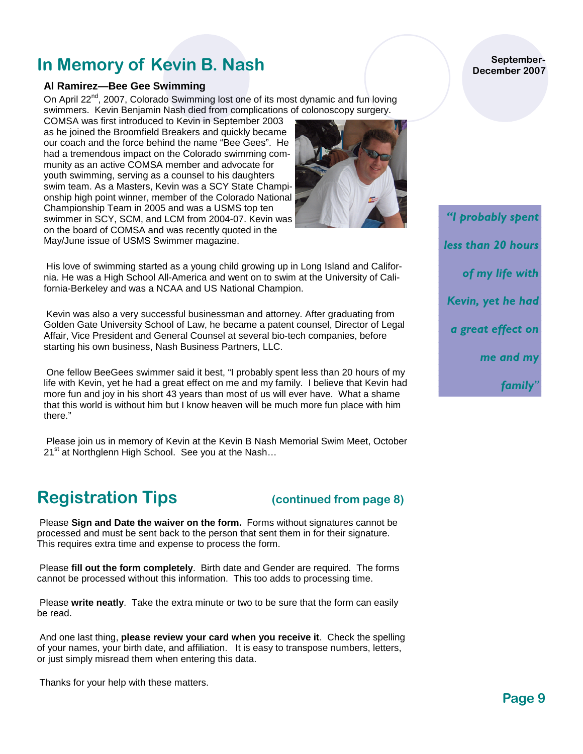# In Memory of Kevin B. Nash

### Al Ramirez—Bee Gee Swimming

On April 22nd, 2007, Colorado Swimming lost one of its most dynamic and fun loving swimmers. Kevin Benjamin Nash died from complications of colonoscopy surgery. COMSA was first introduced to Kevin in September 2003 as he joined the Broomfield Breakers and quickly became our coach and the force behind the name "Bee Gees". He had a tremendous impact on the Colorado swimming community as an active COMSA member and advocate for youth swimming, serving as a counsel to his daughters swim team. As a Masters, Kevin was a SCY State Championship high point winner, member of the Colorado National Championship Team in 2005 and was a USMS top ten swimmer in SCY, SCM, and LCM from 2004-07. Kevin was on the board of COMSA and was recently quoted in the May/June issue of USMS Swimmer magazine.

His love of swimming started as a young child growing up in Long Island and California. He was a High School All-America and went on to swim at the University of California-Berkeley and was a NCAA and US National Champion.

Kevin was also a very successful businessman and attorney. After graduating from Golden Gate University School of Law, he became a patent counsel, Director of Legal Affair, Vice President and General Counsel at several bio-tech companies, before starting his own business, Nash Business Partners, LLC.

One fellow BeeGees swimmer said it best, "I probably spent less than 20 hours of my life with Kevin, yet he had a great effect on me and my family. I believe that Kevin had more fun and joy in his short 43 years than most of us will ever have. What a shame that this world is without him but I know heaven will be much more fun place with him there."

*"I probably spent less than 20 hours of my life with Kevin, yet he had a great effect on me and my family"*

Please join us in memory of Kevin at the Kevin B Nash Memorial Swim Meet, October 21st at Northglenn High School. See you at the Nash…

# Registration Tips (continued from page 8)

Please **Sign and Date the waiver on the form.** Forms without signatures cannot be processed and must be sent back to the person that sent them in for their signature. This requires extra time and expense to process the form.

Please **fill out the form completely**. Birth date and Gender are required. The forms cannot be processed without this information. This too adds to processing time.

Please **write neatly**. Take the extra minute or two to be sure that the form can easily be read.

And one last thing, **please review your card when you receive it**. Check the spelling of your names, your birth date, and affiliation. It is easy to transpose numbers, letters, or just simply misread them when entering this data.

Thanks for your help with these matters.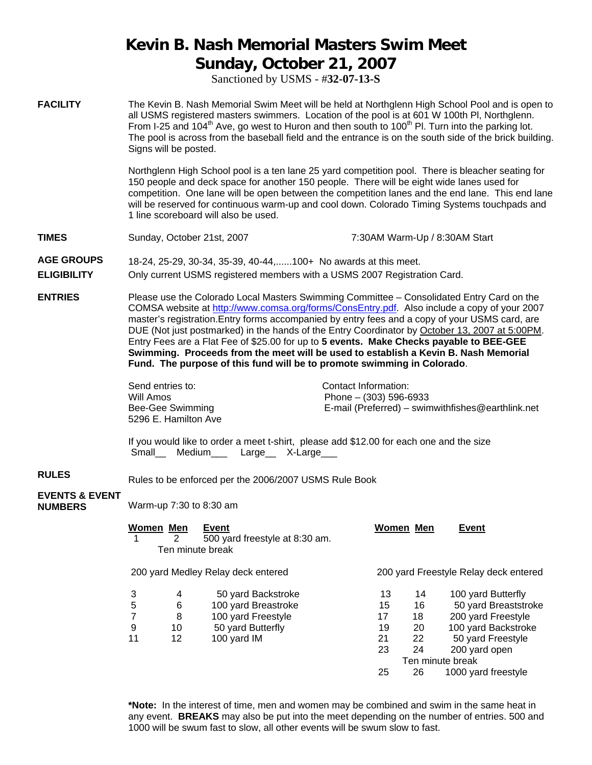# Kevin B. Nash Memorial Masters Swim Meet
# Sunday, October 21, 2007

Sanctioned by USMS - #**32-07-13-S**

**FACILITY**

The Kevin B. Nash Memorial Swim Meet will be held at Northglenn High School Pool and is open to all USMS registered masters swimmers. Location of the pool is at 601 W 100th Pl, Northglenn. From I-25 and 104th Ave, go west to Huron and then south to 100th Pl. Turn into the parking lot. The pool is across from the baseball field and the entrance is on the south side of the brick building. Signs will be posted.

Northglenn High School pool is a ten lane 25 yard competition pool. There is bleacher seating for 150 people and deck space for another 150 people. There will be eight wide lanes used for competition. One lane will be open between the competition lanes and the end lane. This end lane will be reserved for continuous warm-up and cool down. Colorado Timing Systems touchpads and 1 line scoreboard will also be used.

**TIMES**

Sunday, October 21st, 2007 — 7:30AM Warm-Up / 8:30AM Start

**AGE GROUPS**

18-24, 25-29, 30-34, 35-39, 40-44,......100+ No awards at this meet.

**ELIGIBILITY**

Only current USMS registered members with a USMS 2007 Registration Card.

**ENTRIES**

Please use the Colorado Local Masters Swimming Committee – Consolidated Entry Card on the COMSA website at http://www.comsa.org/forms/ConsEntry.pdf. Also include a copy of your 2007 master's registration.Entry forms accompanied by entry fees and a copy of your USMS card, are DUE (Not just postmarked) in the hands of the Entry Coordinator by October 13, 2007 at 5:00PM. Entry Fees are a Flat Fee of $25.00 for up to **5 events. Make Checks payable to BEE-GEE Swimming. Proceeds from the meet will be used to establish a Kevin B. Nash Memorial Fund. The purpose of this fund will be to promote swimming in Colorado**.

Send entries to:
Will Amos
Bee-Gee Swimming
5296 E. Hamilton Ave

Contact Information:
Phone – (303) 596-6933
E-mail (Preferred) – swimwithfishes@earthlink.net

If you would like to order a meet t-shirt, please add $12.00 for each one and the size
Small__ Medium___ Large__ X-Large___

**RULES**

Rules to be enforced per the 2006/2007 USMS Rule Book

**EVENTS & EVENT NUMBERS**

Warm-up 7:30 to 8:30 am

| Women | Men | Event |
|---|---|---|
| 1 | 2 | 500 yard freestyle at 8:30 am. |
| | | Ten minute break |
| | | 200 yard Medley Relay deck entered |
| 3 | 4 | 50 yard Backstroke |
| 5 | 6 | 100 yard Breastroke |
| 7 | 8 | 100 yard Freestyle |
| 9 | 10 | 50 yard Butterfly |
| 11 | 12 | 100 yard IM |
| | | 200 yard Freestyle Relay deck entered |
| 13 | 14 | 100 yard Butterfly |
| 15 | 16 | 50 yard Breaststroke |
| 17 | 18 | 200 yard Freestyle |
| 19 | 20 | 100 yard Backstroke |
| 21 | 22 | 50 yard Freestyle |
| 23 | 24 | 200 yard open |
| | | Ten minute break |
| 25 | 26 | 1000 yard freestyle |

***Note:** In the interest of time, men and women may be combined and swim in the same heat in any event. **BREAKS** may also be put into the meet depending on the number of entries. 500 and 1000 will be swum fast to slow, all other events will be swum slow to fast.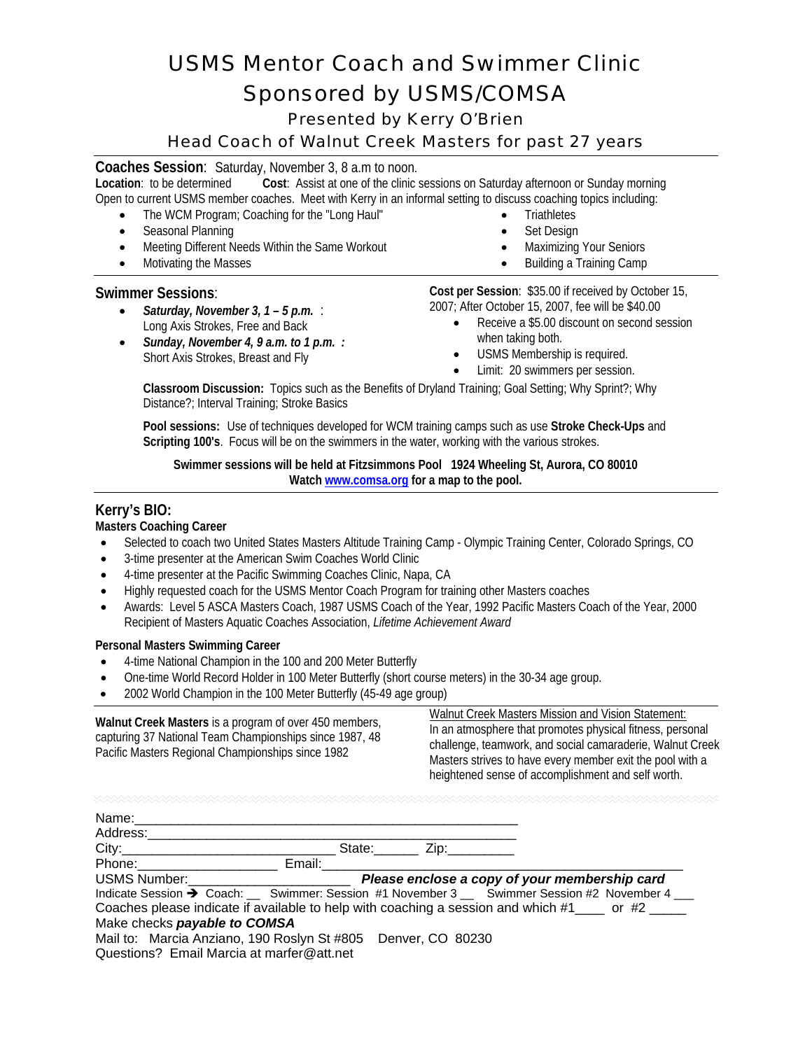# USMS Mentor Coach and Swimmer Clinic

# Sponsored by USMS/COMSA

## Presented by Kerry O'Brien

## Head Coach of Walnut Creek Masters for past 27 years

**Coaches Session**: Saturday, November 3, 8 a.m to noon.

**Location**: to be determined **Cost**: Assist at one of the clinic sessions on Saturday afternoon or Sunday morning

Open to current USMS member coaches. Meet with Kerry in an informal setting to discuss coaching topics including:

- The WCM Program; Coaching for the "Long Haul"
- Seasonal Planning
- Meeting Different Needs Within the Same Workout
- Motivating the Masses
- Triathletes
- Set Design
- Maximizing Your Seniors
- Building a Training Camp

**Swimmer Sessions**:

- ***Saturday, November 3, 1 – 5 p.m.*** : Long Axis Strokes, Free and Back
- ***Sunday, November 4, 9 a.m. to 1 p.m. :*** Short Axis Strokes, Breast and Fly

**Cost per Session**: $35.00 if received by October 15, 2007; After October 15, 2007, fee will be $40.00

- Receive a $5.00 discount on second session when taking both.
- USMS Membership is required.
- Limit: 20 swimmers per session.

**Classroom Discussion:** Topics such as the Benefits of Dryland Training; Goal Setting; Why Sprint?; Why Distance?; Interval Training; Stroke Basics

**Pool sessions:** Use of techniques developed for WCM training camps such as use **Stroke Check-Ups** and **Scripting 100's**. Focus will be on the swimmers in the water, working with the various strokes.

**Swimmer sessions will be held at Fitzsimmons Pool 1924 Wheeling St, Aurora, CO 80010**
**Watch www.comsa.org for a map to the pool.**

## Kerry's BIO:

**Masters Coaching Career**

- Selected to coach two United States Masters Altitude Training Camp - Olympic Training Center, Colorado Springs, CO
- 3-time presenter at the American Swim Coaches World Clinic
- 4-time presenter at the Pacific Swimming Coaches Clinic, Napa, CA
- Highly requested coach for the USMS Mentor Coach Program for training other Masters coaches
- Awards: Level 5 ASCA Masters Coach, 1987 USMS Coach of the Year, 1992 Pacific Masters Coach of the Year, 2000 Recipient of Masters Aquatic Coaches Association, *Lifetime Achievement Award*

**Personal Masters Swimming Career**

- 4-time National Champion in the 100 and 200 Meter Butterfly
- One-time World Record Holder in 100 Meter Butterfly (short course meters) in the 30-34 age group.
- 2002 World Champion in the 100 Meter Butterfly (45-49 age group)

**Walnut Creek Masters** is a program of over 450 members, capturing 37 National Team Championships since 1987, 48 Pacific Masters Regional Championships since 1982

Walnut Creek Masters Mission and Vision Statement:
In an atmosphere that promotes physical fitness, personal challenge, teamwork, and social camaraderie, Walnut Creek Masters strives to have every member exit the pool with a heightened sense of accomplishment and self worth.

Name:\_\_\_\_\_\_\_\_\_\_\_\_\_\_\_\_\_\_\_\_\_\_\_\_\_\_\_\_\_\_\_\_\_\_\_\_\_\_\_\_\_\_\_\_\_\_\_\_
Address:\_\_\_\_\_\_\_\_\_\_\_\_\_\_\_\_\_\_\_\_\_\_\_\_\_\_\_\_\_\_\_\_\_\_\_\_\_\_\_\_\_\_\_\_\_\_
City:\_\_\_\_\_\_\_\_\_\_\_\_\_\_\_\_\_\_\_\_\_\_\_\_\_\_ State:\_\_\_\_\_\_ Zip:\_\_\_\_\_\_\_\_\_
Phone:\_\_\_\_\_\_\_\_\_\_\_\_\_\_\_\_\_\_ Email:\_\_\_\_\_\_\_\_\_\_\_\_\_\_\_\_\_\_\_\_\_\_\_\_\_\_\_\_\_\_\_\_\_\_\_\_\_\_\_\_\_\_\_\_
USMS Number:\_\_\_\_\_\_\_\_\_\_\_\_\_\_\_\_\_\_\_\_\_ ***Please enclose a copy of your membership card***
Indicate Session ➔ Coach: \_\_ Swimmer: Session #1 November 3 \_\_ Swimmer Session #2 November 4 \_\_\_
Coaches please indicate if available to help with coaching a session and which #1\_\_\_\_ or #2 \_\_\_\_\_
Make checks ***payable to COMSA***
Mail to: Marcia Anziano, 190 Roslyn St #805 Denver, CO 80230
Questions? Email Marcia at marfer@att.net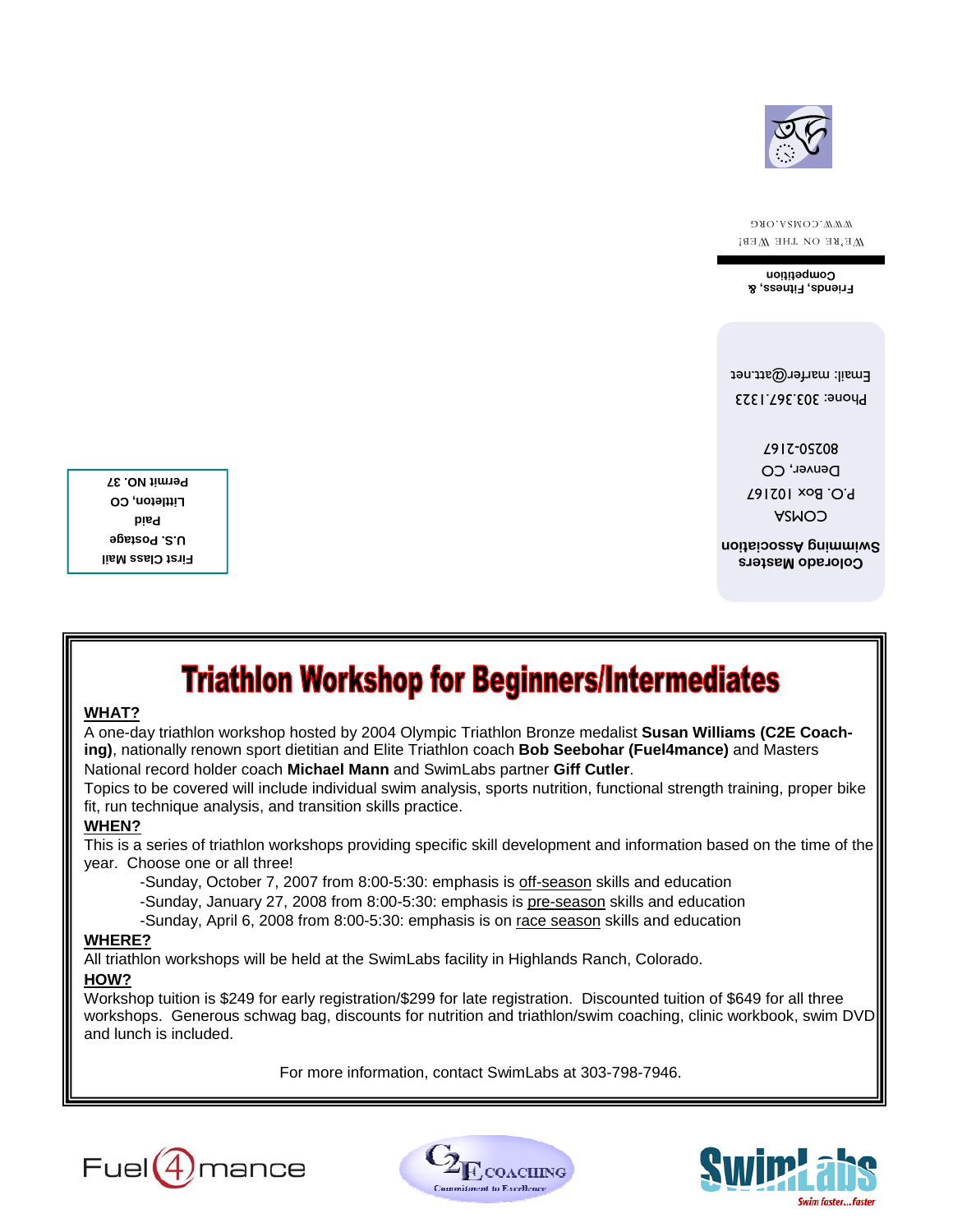WE'RE ON THE WEB!
WWW.COMSA.ORG

Friends, Fitness, &
Competition

Colorado Masters
Swimming Association
COMSA
P.O. Box 102167
Denver, CO
80250-2167

Phone: 303.367.1323
Email: marfer@att.net

First Class Mail
U.S. Postage
Paid
Littleton, CO
Permit NO. 37

# Triathlon Workshop for Beginners/Intermediates

**WHAT?**

A one-day triathlon workshop hosted by 2004 Olympic Triathlon Bronze medalist **Susan Williams (C2E Coaching)**, nationally renown sport dietitian and Elite Triathlon coach **Bob Seebohar (Fuel4mance)** and Masters National record holder coach **Michael Mann** and SwimLabs partner **Giff Cutler**.

Topics to be covered will include individual swim analysis, sports nutrition, functional strength training, proper bike fit, run technique analysis, and transition skills practice.

**WHEN?**

This is a series of triathlon workshops providing specific skill development and information based on the time of the year. Choose one or all three!

- -Sunday, October 7, 2007 from 8:00-5:30: emphasis is off-season skills and education
- -Sunday, January 27, 2008 from 8:00-5:30: emphasis is pre-season skills and education
- -Sunday, April 6, 2008 from 8:00-5:30: emphasis is on race season skills and education

**WHERE?**

All triathlon workshops will be held at the SwimLabs facility in Highlands Ranch, Colorado.

**HOW?**

Workshop tuition is $249 for early registration/$299 for late registration. Discounted tuition of $649 for all three workshops. Generous schwag bag, discounts for nutrition and triathlon/swim coaching, clinic workbook, swim DVD and lunch is included.

For more information, contact SwimLabs at 303-798-7946.

Fuel4mance

C2E COACHING
Commitment to Excellence

SwimLabs
Swim faster...faster